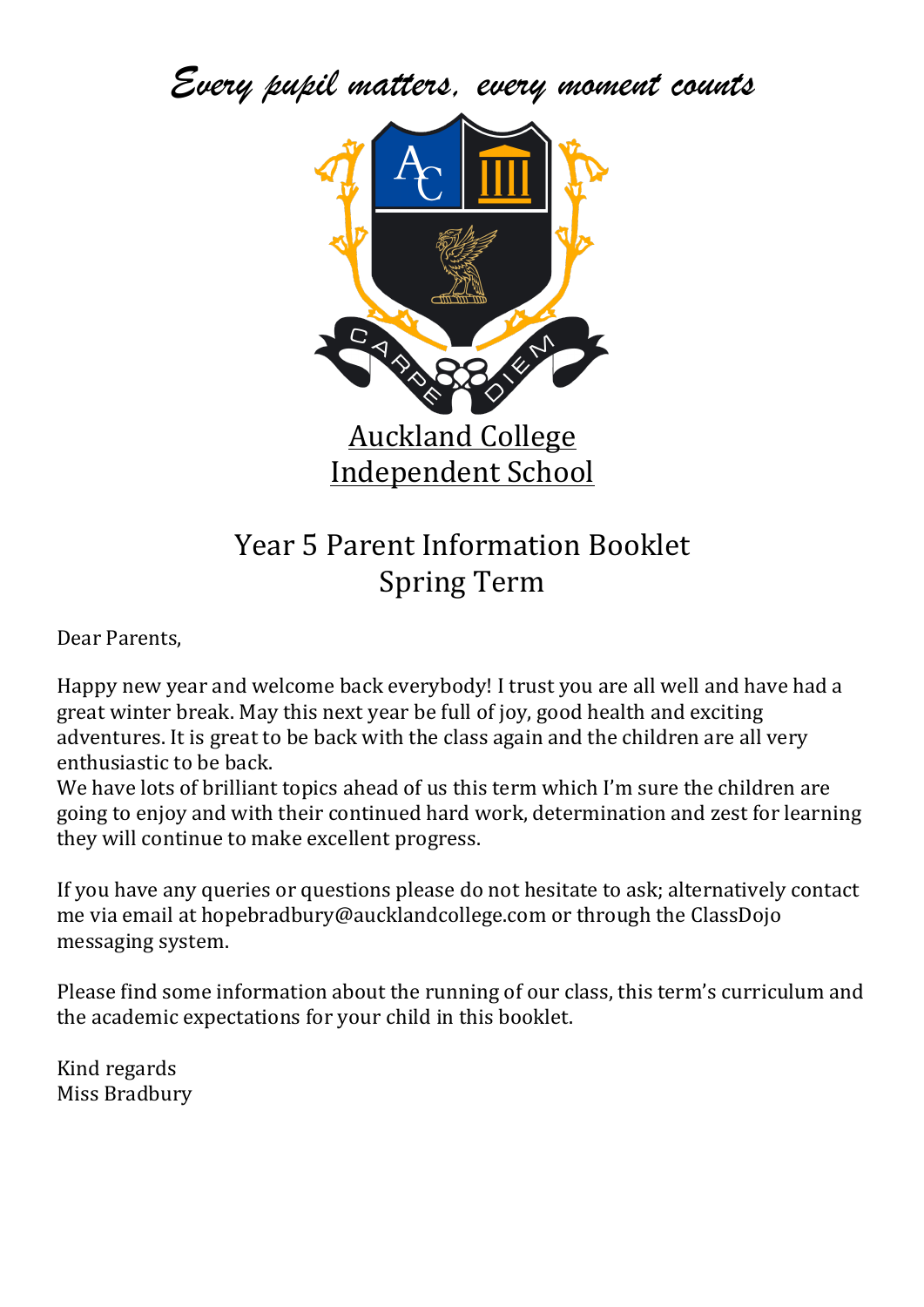*Every pupil matters, every moment counts*

Auckland College
Independent School

# Year 5 Parent Information Booklet
# Spring Term

Dear Parents,

Happy new year and welcome back everybody! I trust you are all well and have had a great winter break. May this next year be full of joy, good health and exciting adventures. It is great to be back with the class again and the children are all very enthusiastic to be back.
We have lots of brilliant topics ahead of us this term which I'm sure the children are going to enjoy and with their continued hard work, determination and zest for learning they will continue to make excellent progress.

If you have any queries or questions please do not hesitate to ask; alternatively contact me via email at hopebradbury@aucklandcollege.com or through the ClassDojo messaging system.

Please find some information about the running of our class, this term's curriculum and the academic expectations for your child in this booklet.

Kind regards
Miss Bradbury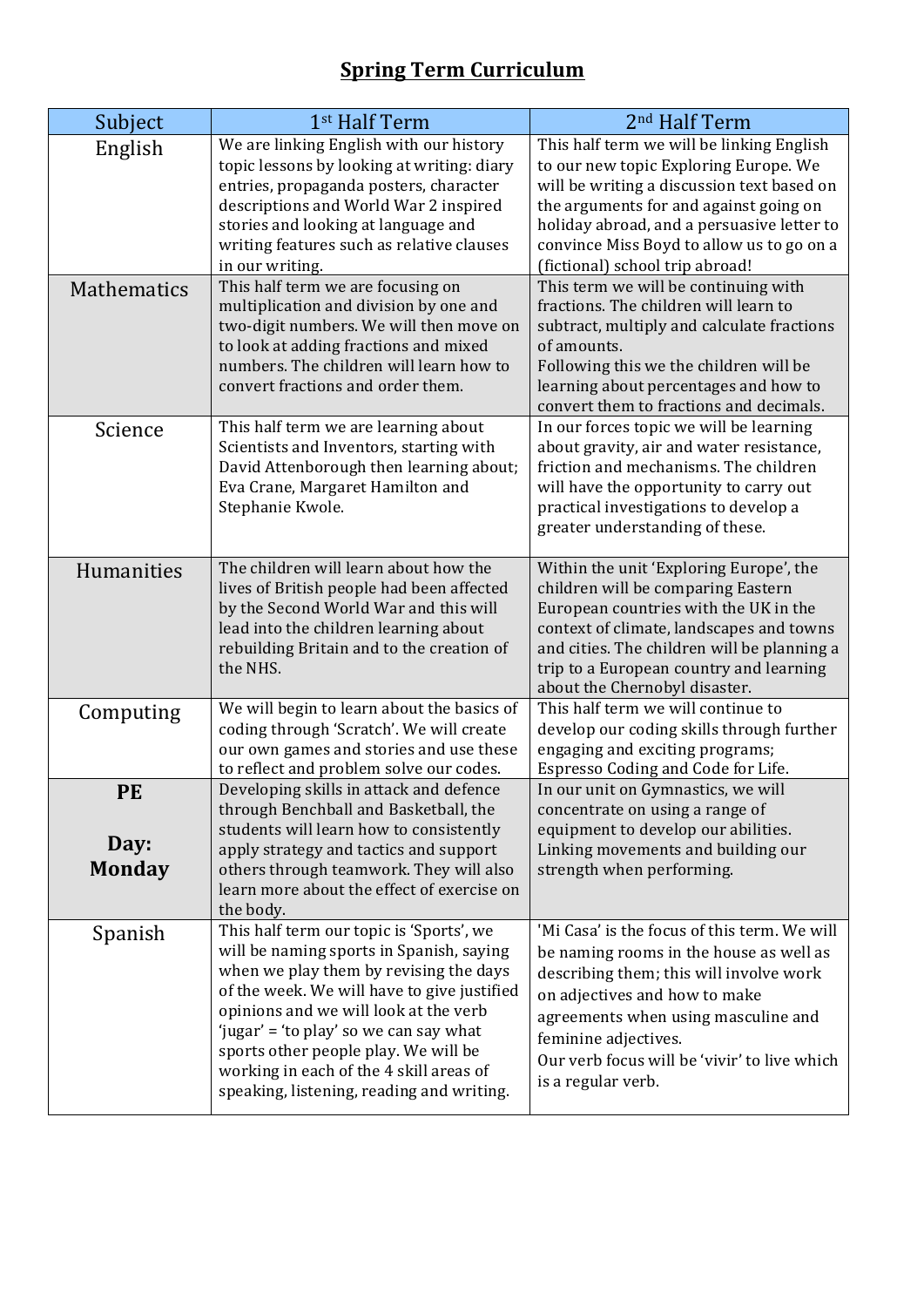# Spring Term Curriculum

| Subject | 1st Half Term | 2nd Half Term |
|---|---|---|
| English | We are linking English with our history topic lessons by looking at writing: diary entries, propaganda posters, character descriptions and World War 2 inspired stories and looking at language and writing features such as relative clauses in our writing. | This half term we will be linking English to our new topic Exploring Europe. We will be writing a discussion text based on the arguments for and against going on holiday abroad, and a persuasive letter to convince Miss Boyd to allow us to go on a (fictional) school trip abroad! |
| Mathematics | This half term we are focusing on multiplication and division by one and two-digit numbers. We will then move on to look at adding fractions and mixed numbers. The children will learn how to convert fractions and order them. | This term we will be continuing with fractions. The children will learn to subtract, multiply and calculate fractions of amounts.<br>Following this we the children will be learning about percentages and how to convert them to fractions and decimals. |
| Science | This half term we are learning about Scientists and Inventors, starting with David Attenborough then learning about; Eva Crane, Margaret Hamilton and Stephanie Kwole. | In our forces topic we will be learning about gravity, air and water resistance, friction and mechanisms. The children will have the opportunity to carry out practical investigations to develop a greater understanding of these. |
| Humanities | The children will learn about how the lives of British people had been affected by the Second World War and this will lead into the children learning about rebuilding Britain and to the creation of the NHS. | Within the unit 'Exploring Europe', the children will be comparing Eastern European countries with the UK in the context of climate, landscapes and towns and cities. The children will be planning a trip to a European country and learning about the Chernobyl disaster. |
| Computing | We will begin to learn about the basics of coding through 'Scratch'. We will create our own games and stories and use these to reflect and problem solve our codes. | This half term we will continue to develop our coding skills through further engaging and exciting programs; Espresso Coding and Code for Life. |
| **PE**<br><br>**Day: Monday** | Developing skills in attack and defence through Benchball and Basketball, the students will learn how to consistently apply strategy and tactics and support others through teamwork. They will also learn more about the effect of exercise on the body. | In our unit on Gymnastics, we will concentrate on using a range of equipment to develop our abilities. Linking movements and building our strength when performing. |
| Spanish | This half term our topic is 'Sports', we will be naming sports in Spanish, saying when we play them by revising the days of the week. We will have to give justified opinions and we will look at the verb 'jugar' = 'to play' so we can say what sports other people play. We will be working in each of the 4 skill areas of speaking, listening, reading and writing. | 'Mi Casa' is the focus of this term. We will be naming rooms in the house as well as describing them; this will involve work on adjectives and how to make agreements when using masculine and feminine adjectives.<br>Our verb focus will be 'vivir' to live which is a regular verb. |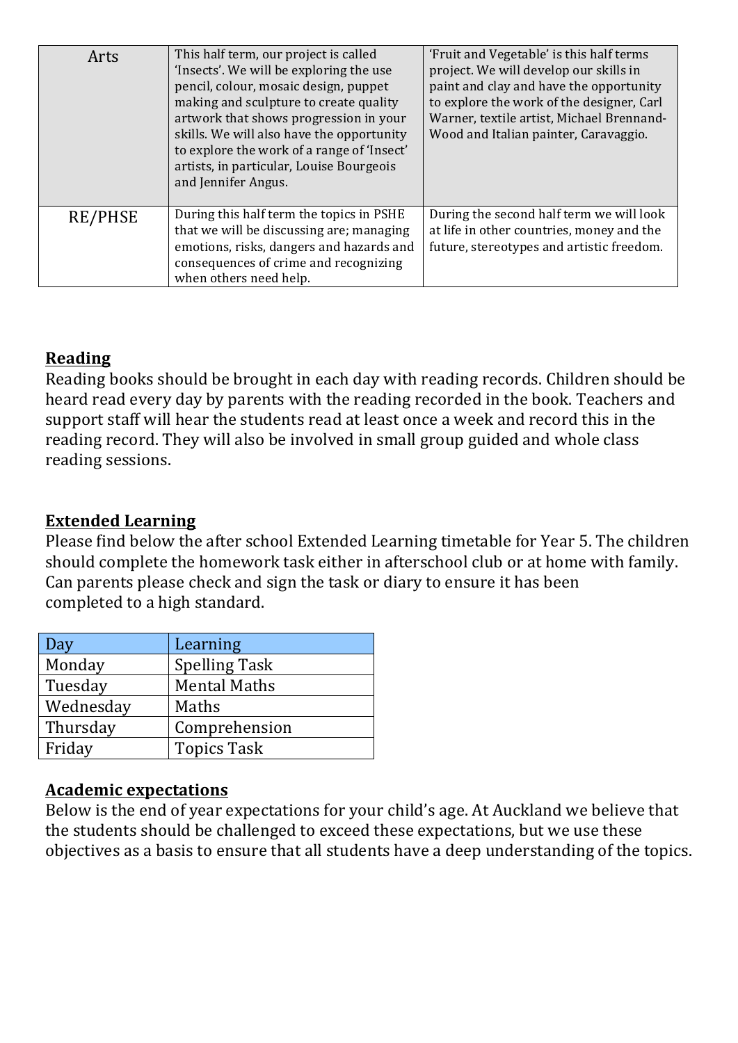| Arts | This half term, our project is called 'Insects'. We will be exploring the use pencil, colour, mosaic design, puppet making and sculpture to create quality artwork that shows progression in your skills. We will also have the opportunity to explore the work of a range of 'Insect' artists, in particular, Louise Bourgeois and Jennifer Angus. | 'Fruit and Vegetable' is this half terms project. We will develop our skills in paint and clay and have the opportunity to explore the work of the designer, Carl Warner, textile artist, Michael Brennand-Wood and Italian painter, Caravaggio. |
|---|---|---|
| RE/PHSE | During this half term the topics in PSHE that we will be discussing are; managing emotions, risks, dangers and hazards and consequences of crime and recognizing when others need help. | During the second half term we will look at life in other countries, money and the future, stereotypes and artistic freedom. |

**Reading**

Reading books should be brought in each day with reading records. Children should be heard read every day by parents with the reading recorded in the book. Teachers and support staff will hear the students read at least once a week and record this in the reading record. They will also be involved in small group guided and whole class reading sessions.

**Extended Learning**

Please find below the after school Extended Learning timetable for Year 5. The children should complete the homework task either in afterschool club or at home with family. Can parents please check and sign the task or diary to ensure it has been completed to a high standard.

| Day | Learning |
|---|---|
| Monday | Spelling Task |
| Tuesday | Mental Maths |
| Wednesday | Maths |
| Thursday | Comprehension |
| Friday | Topics Task |

**Academic expectations**

Below is the end of year expectations for your child's age. At Auckland we believe that the students should be challenged to exceed these expectations, but we use these objectives as a basis to ensure that all students have a deep understanding of the topics.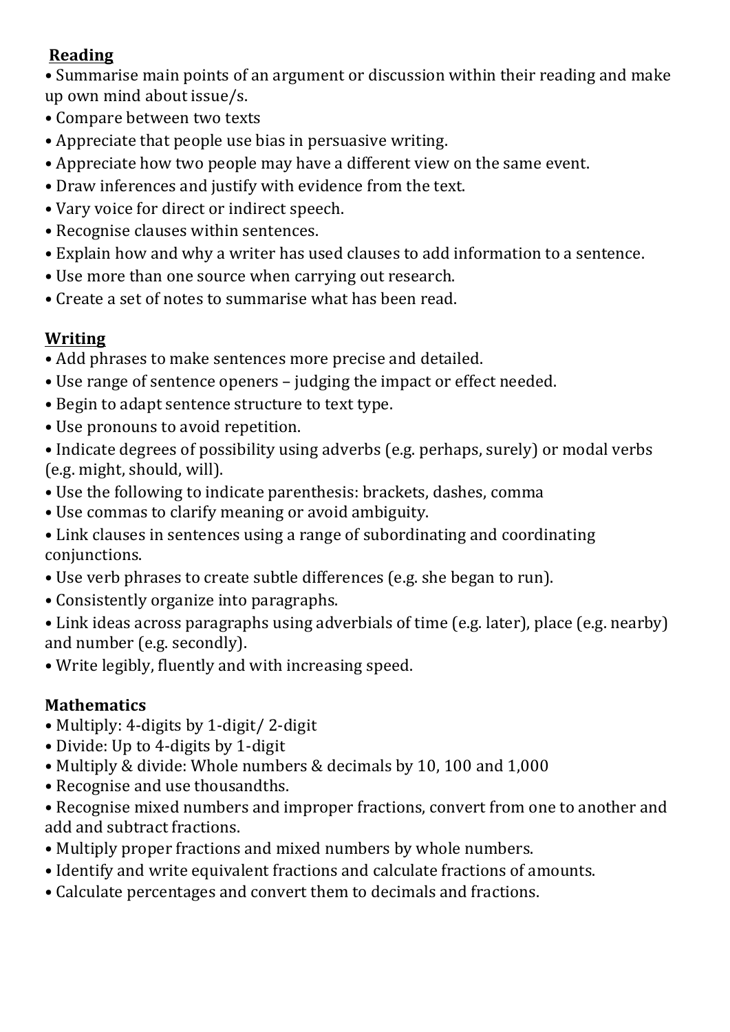**Reading**

- Summarise main points of an argument or discussion within their reading and make up own mind about issue/s.
- Compare between two texts
- Appreciate that people use bias in persuasive writing.
- Appreciate how two people may have a different view on the same event.
- Draw inferences and justify with evidence from the text.
- Vary voice for direct or indirect speech.
- Recognise clauses within sentences.
- Explain how and why a writer has used clauses to add information to a sentence.
- Use more than one source when carrying out research.
- Create a set of notes to summarise what has been read.

**Writing**

- Add phrases to make sentences more precise and detailed.
- Use range of sentence openers – judging the impact or effect needed.
- Begin to adapt sentence structure to text type.
- Use pronouns to avoid repetition.
- Indicate degrees of possibility using adverbs (e.g. perhaps, surely) or modal verbs (e.g. might, should, will).
- Use the following to indicate parenthesis: brackets, dashes, comma
- Use commas to clarify meaning or avoid ambiguity.
- Link clauses in sentences using a range of subordinating and coordinating conjunctions.
- Use verb phrases to create subtle differences (e.g. she began to run).
- Consistently organize into paragraphs.
- Link ideas across paragraphs using adverbials of time (e.g. later), place (e.g. nearby) and number (e.g. secondly).
- Write legibly, fluently and with increasing speed.

**Mathematics**

- Multiply: 4-digits by 1-digit/ 2-digit
- Divide: Up to 4-digits by 1-digit
- Multiply & divide: Whole numbers & decimals by 10, 100 and 1,000
- Recognise and use thousandths.
- Recognise mixed numbers and improper fractions, convert from one to another and add and subtract fractions.
- Multiply proper fractions and mixed numbers by whole numbers.
- Identify and write equivalent fractions and calculate fractions of amounts.
- Calculate percentages and convert them to decimals and fractions.